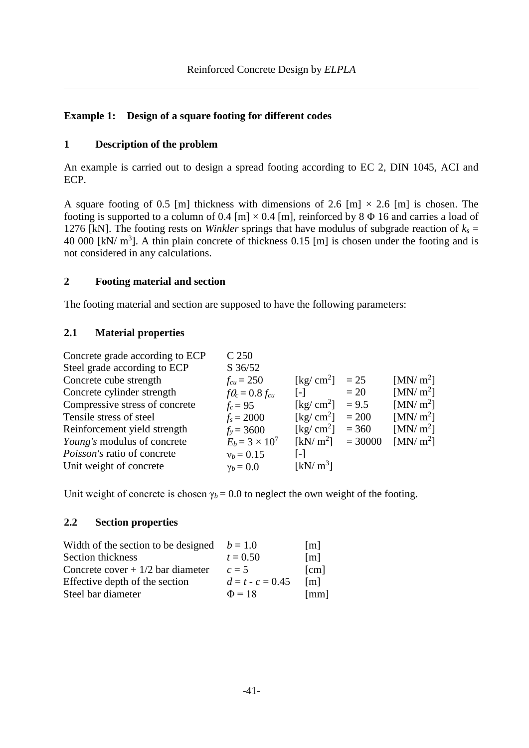**Example 1: Design of a square footing for different codes**

## 1 Description of the problem

An example is carried out to design a spread footing according to EC 2, DIN 1045, ACI and ECP.

A square footing of 0.5 [m] thickness with dimensions of 2.6 [m] × 2.6 [m] is chosen. The footing is supported to a column of 0.4 [m] × 0.4 [m], reinforced by 8 Φ 16 and carries a load of 1276 [kN]. The footing rests on *Winkler* springs that have modulus of subgrade reaction of $k_s$ = 40 000 [kN/ m$^3$]. A thin plain concrete of thickness 0.15 [m] is chosen under the footing and is not considered in any calculations.

## 2 Footing material and section

The footing material and section are supposed to have the following parameters:

### 2.1 Material properties

| | | | | |
|---|---|---|---|---|
| Concrete grade according to ECP | C 250 | | | |
| Steel grade according to ECP | S 36/52 | | | |
| Concrete cube strength | $f_{cu} = 250$ | [kg/ cm$^2$] | = 25 | [MN/ m$^2$] |
| Concrete cylinder strength | $f0_c = 0.8\ f_{cu}$ | [-] | = 20 | [MN/ m$^2$] |
| Compressive stress of concrete | $f_c = 95$ | [kg/ cm$^2$] | = 9.5 | [MN/ m$^2$] |
| Tensile stress of steel | $f_s = 2000$ | [kg/ cm$^2$] | = 200 | [MN/ m$^2$] |
| Reinforcement yield strength | $f_y = 3600$ | [kg/ cm$^2$] | = 360 | [MN/ m$^2$] |
| *Young's* modulus of concrete | $E_b = 3 \times 10^7$ | [kN/ m$^2$] | = 30000 | [MN/ m$^2$] |
| *Poisson's* ratio of concrete | $\nu_b = 0.15$ | [-] | | |
| Unit weight of concrete | $\gamma_b = 0.0$ | [kN/ m$^3$] | | |

Unit weight of concrete is chosen $\gamma_b = 0.0$ to neglect the own weight of the footing.

### 2.2 Section properties

| | | |
|---|---|---|
| Width of the section to be designed | $b = 1.0$ | [m] |
| Section thickness | $t = 0.50$ | [m] |
| Concrete cover + 1/2 bar diameter | $c = 5$ | [cm] |
| Effective depth of the section | $d = t - c = 0.45$ | [m] |
| Steel bar diameter | $\Phi = 18$ | [mm] |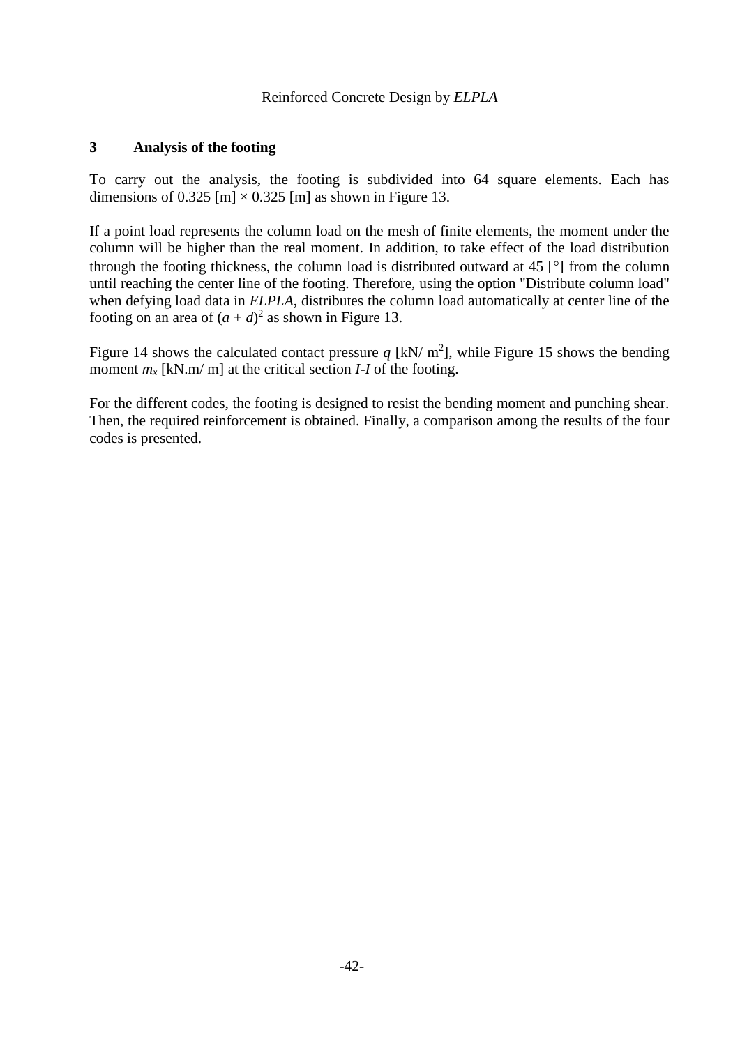## 3 Analysis of the footing

To carry out the analysis, the footing is subdivided into 64 square elements. Each has dimensions of 0.325 [m] × 0.325 [m] as shown in Figure 13.

If a point load represents the column load on the mesh of finite elements, the moment under the column will be higher than the real moment. In addition, to take effect of the load distribution through the footing thickness, the column load is distributed outward at 45 [°] from the column until reaching the center line of the footing. Therefore, using the option "Distribute column load" when defying load data in *ELPLA*, distributes the column load automatically at center line of the footing on an area of $(a + d)^2$ as shown in Figure 13.

Figure 14 shows the calculated contact pressure $q$ [kN/ m$^2$], while Figure 15 shows the bending moment $m_x$ [kN.m/ m] at the critical section *I-I* of the footing.

For the different codes, the footing is designed to resist the bending moment and punching shear. Then, the required reinforcement is obtained. Finally, a comparison among the results of the four codes is presented.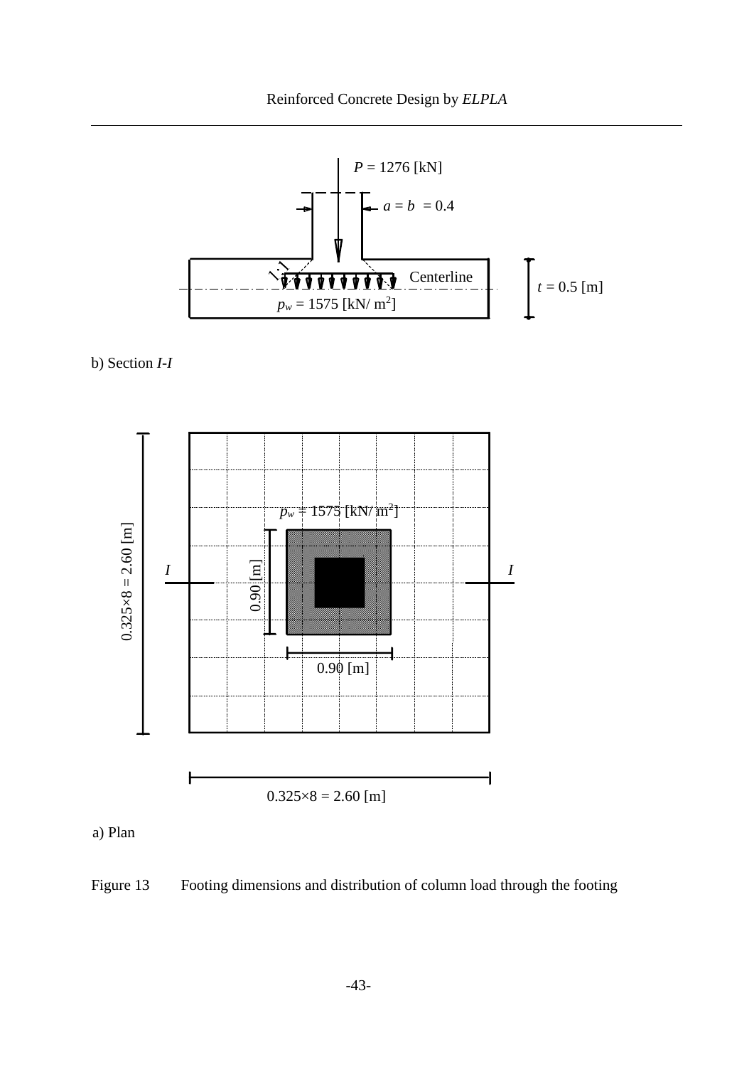$P = 1276$ [kN]

$a = b = 0.4$

Centerline

$t = 0.5$ [m]

$p_w = 1575$ [kN/ m$^2$]

b) Section *I-I*

$p_w = 1575$ [kN/ m$^2$]

$0.325 \times 8 = 2.60$ [m]

*I*

*I*

0.90 [m]

0.90 [m]

$0.325 \times 8 = 2.60$ [m]

a) Plan

Figure 13 Footing dimensions and distribution of column load through the footing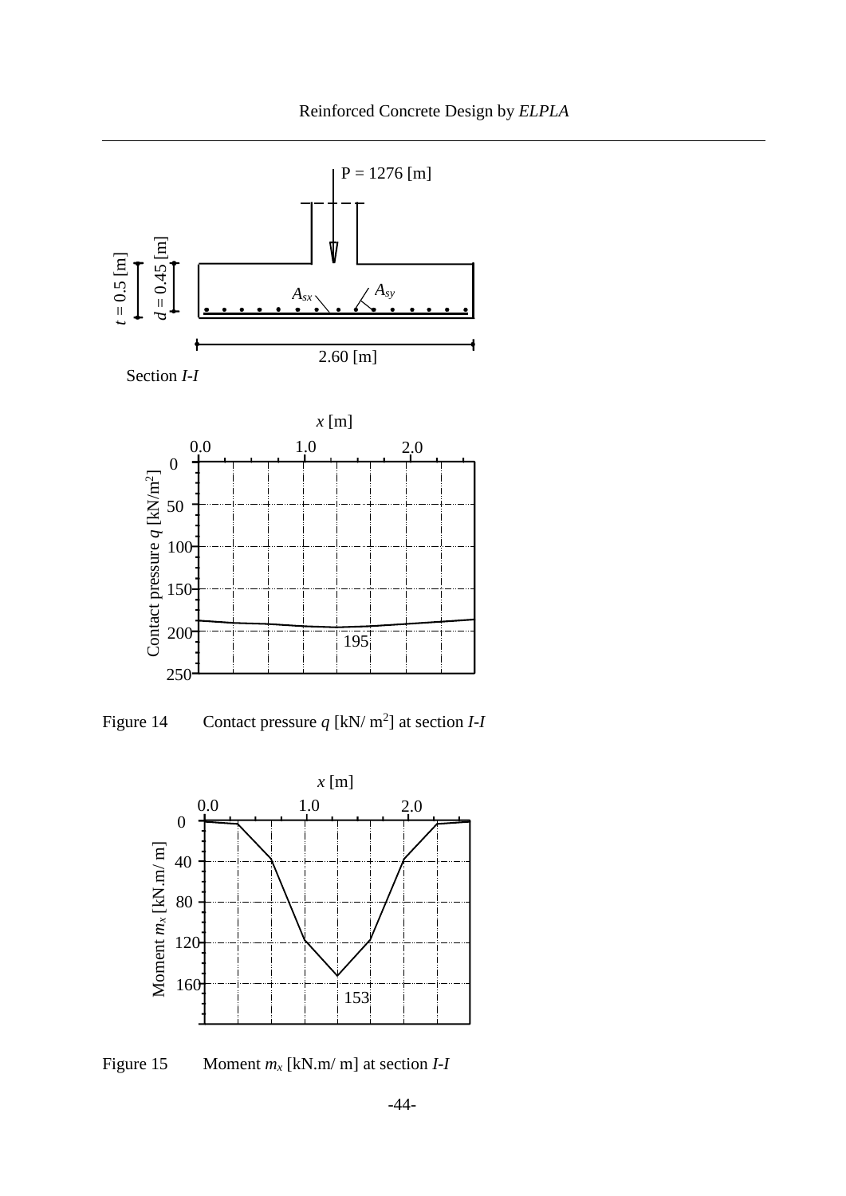P = 1276 [m]

$t = 0.5$ [m]

$d = 0.45$ [m]

$A_{sx}$

$A_{sy}$

2.60 [m]

Section *I-I*

Figure 14    Contact pressure $q$ [kN/ m$^2$] at section *I-I*

Figure 15    Moment $m_x$ [kN.m/ m] at section *I-I*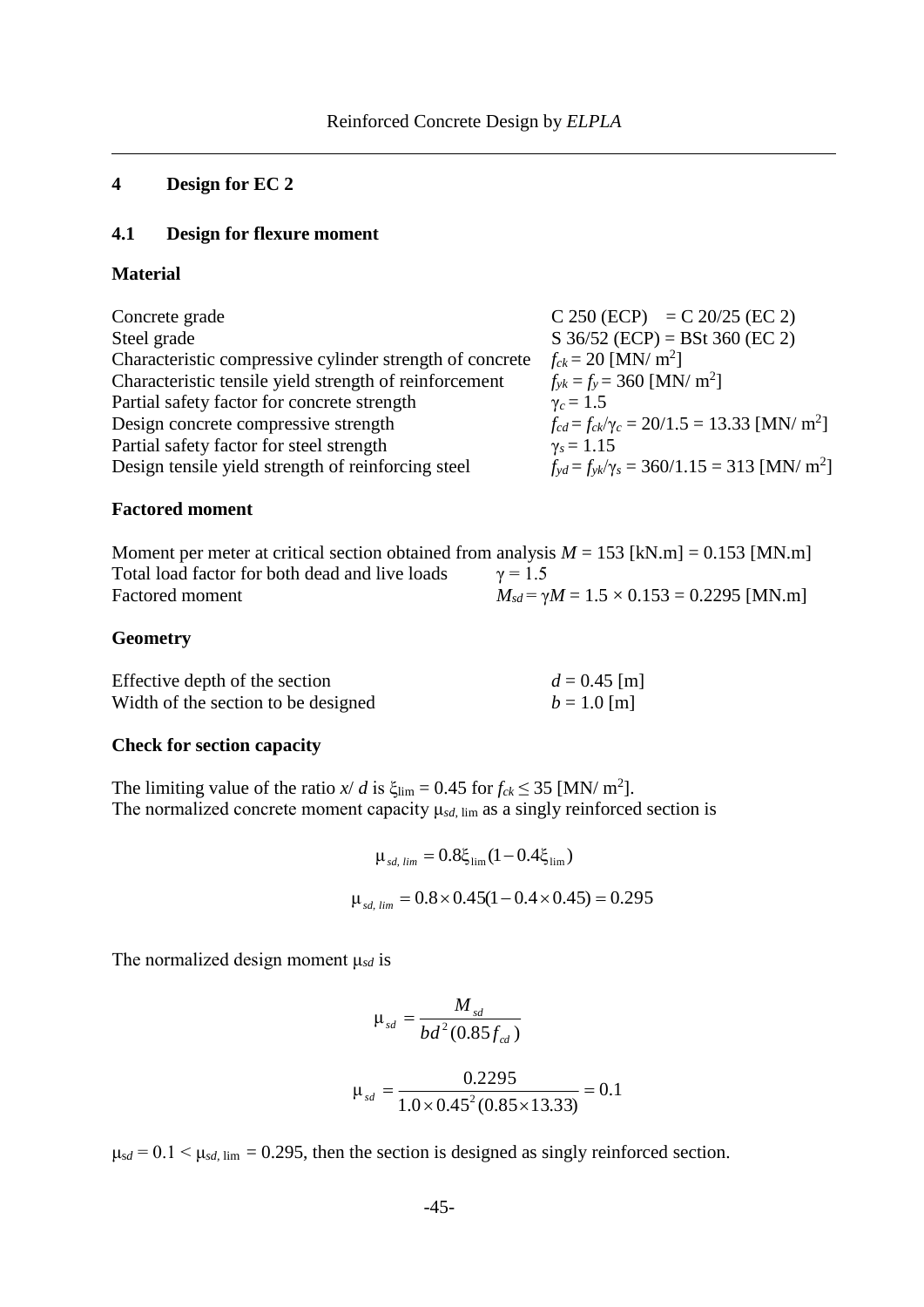## 4 Design for EC 2

### 4.1 Design for flexure moment

**Material**

| | |
|---|---|
| Concrete grade | C 250 (ECP) = C 20/25 (EC 2) |
| Steel grade | S 36/52 (ECP) = BSt 360 (EC 2) |
| Characteristic compressive cylinder strength of concrete | $f_{ck} = 20$ [MN/ m$^2$] |
| Characteristic tensile yield strength of reinforcement | $f_{yk} = f_y = 360$ [MN/ m$^2$] |
| Partial safety factor for concrete strength | $\gamma_c = 1.5$ |
| Design concrete compressive strength | $f_{cd} = f_{ck}/\gamma_c = 20/1.5 = 13.33$ [MN/ m$^2$] |
| Partial safety factor for steel strength | $\gamma_s = 1.15$ |
| Design tensile yield strength of reinforcing steel | $f_{yd} = f_{yk}/\gamma_s = 360/1.15 = 313$ [MN/ m$^2$] |

**Factored moment**

Moment per meter at critical section obtained from analysis $M = 153$ [kN.m] = 0.153 [MN.m]

| | |
|---|---|
| Total load factor for both dead and live loads | $\gamma = 1.5$ |
| Factored moment | $M_{sd} = \gamma M = 1.5 \times 0.153 = 0.2295$ [MN.m] |

**Geometry**

| | |
|---|---|
| Effective depth of the section | $d = 0.45$ [m] |
| Width of the section to be designed | $b = 1.0$ [m] |

**Check for section capacity**

The limiting value of the ratio $x/d$ is $\xi_{\lim} = 0.45$ for $f_{ck} \leq 35$ [MN/ m$^2$].
The normalized concrete moment capacity $\mu_{sd,\lim}$ as a singly reinforced section is

$$\mu_{sd,\,lim} = 0.8\xi_{\lim}(1 - 0.4\xi_{\lim})$$

$$\mu_{sd,\,lim} = 0.8 \times 0.45(1 - 0.4 \times 0.45) = 0.295$$

The normalized design moment $\mu_{sd}$ is

$$\mu_{sd} = \frac{M_{sd}}{bd^2(0.85 f_{cd})}$$

$$\mu_{sd} = \frac{0.2295}{1.0 \times 0.45^2 (0.85 \times 13.33)} = 0.1$$

$\mu_{sd} = 0.1 < \mu_{sd,\lim} = 0.295$, then the section is designed as singly reinforced section.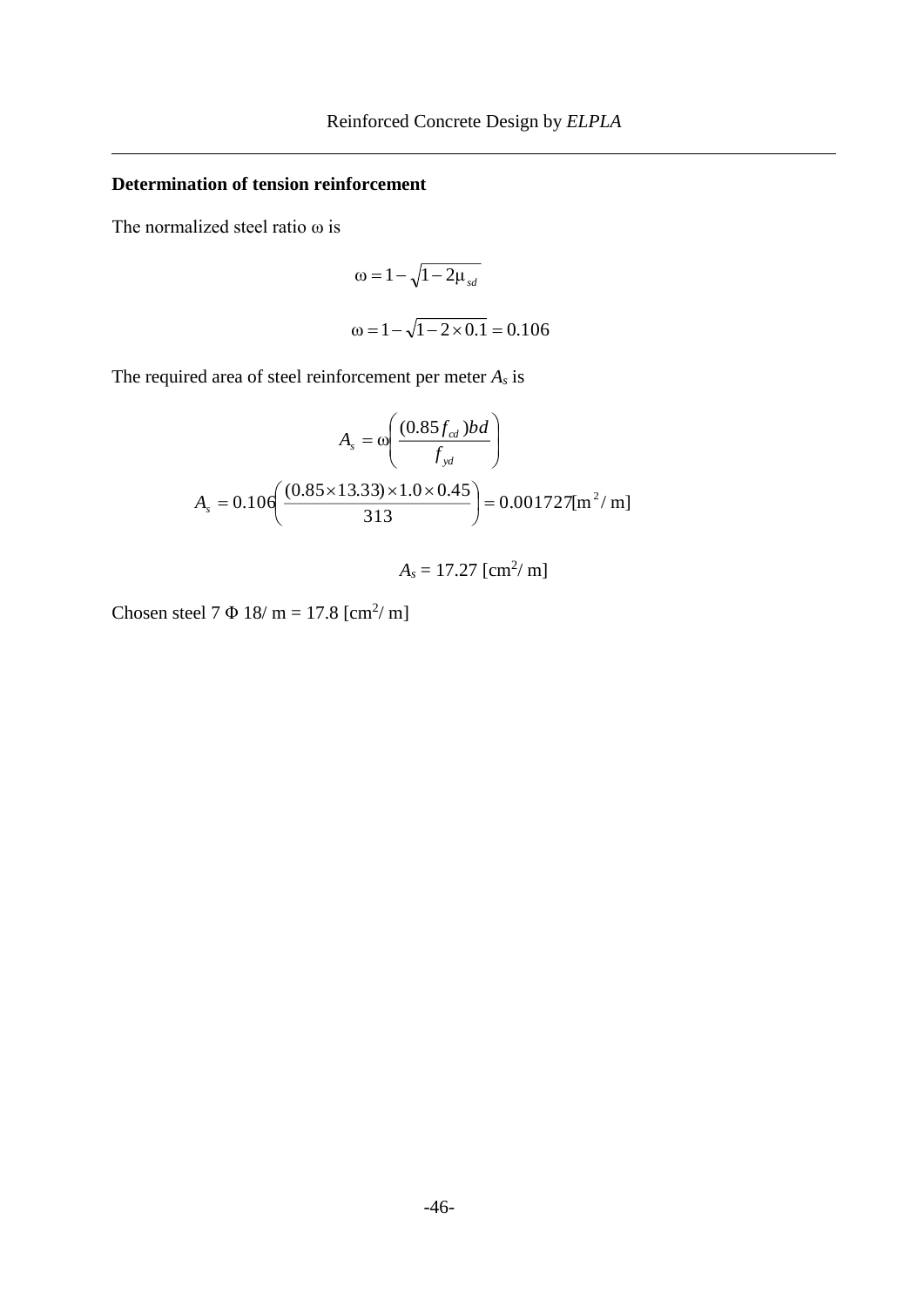### Determination of tension reinforcement

The normalized steel ratio ω is

$$\omega = 1 - \sqrt{1 - 2\mu_{sd}}$$

$$\omega = 1 - \sqrt{1 - 2 \times 0.1} = 0.106$$

The required area of steel reinforcement per meter $A_s$ is

$$A_s = \omega \left( \frac{(0.85 f_{cd}) b d}{f_{yd}} \right)$$

$$A_s = 0.106 \left( \frac{(0.85 \times 13.33) \times 1.0 \times 0.45}{313} \right) = 0.001727 [\mathrm{m}^2/\mathrm{m}]$$

$$A_s = 17.27 \ [\mathrm{cm}^2/\mathrm{m}]$$

Chosen steel 7 Φ 18/ m = 17.8 [cm$^2$/ m]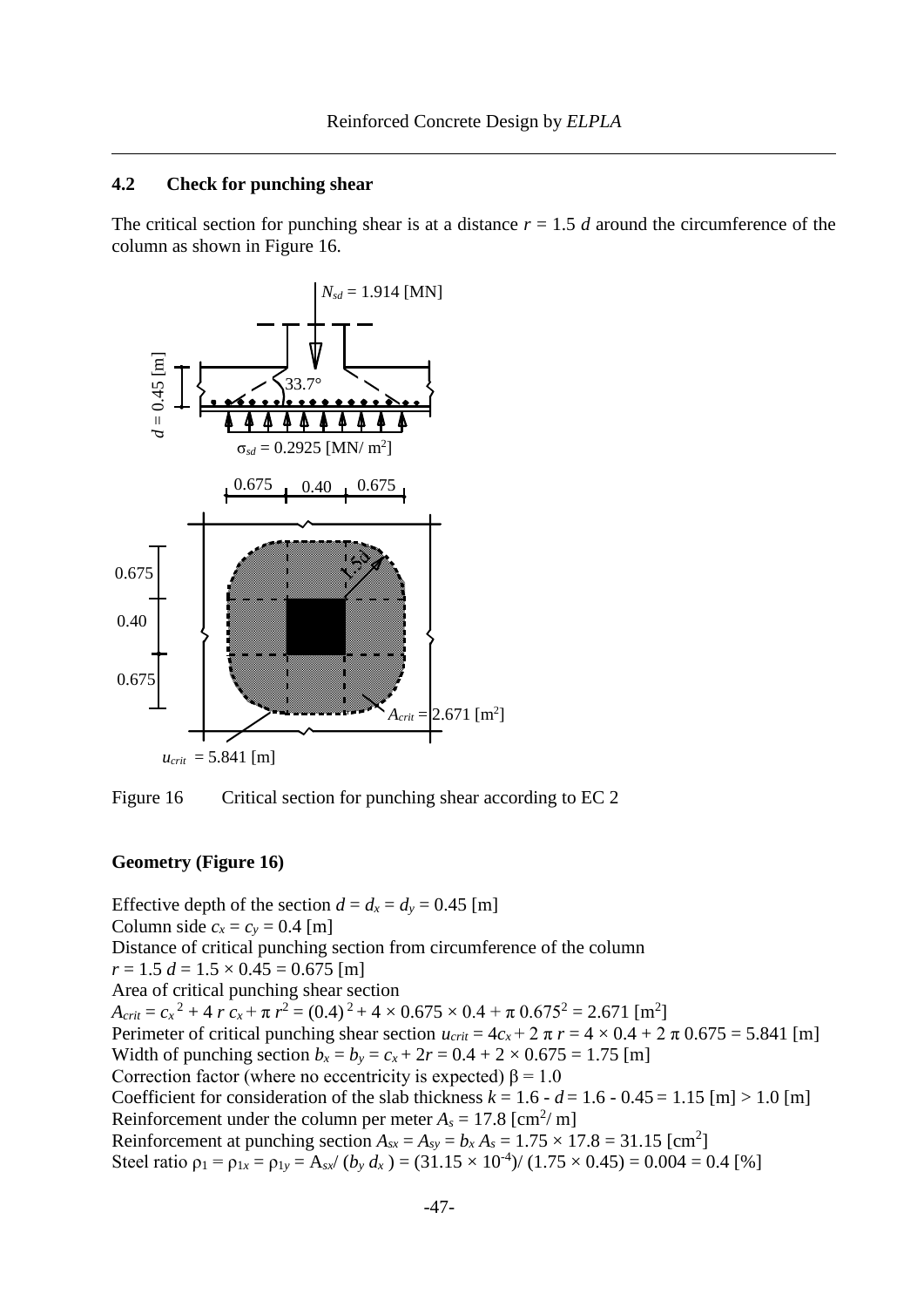### 4.2 Check for punching shear

The critical section for punching shear is at a distance $r = 1.5\ d$ around the circumference of the column as shown in Figure 16.

Figure 16 Critical section for punching shear according to EC 2

**Geometry (Figure 16)**

Effective depth of the section $d = d_x = d_y = 0.45$ [m]
Column side $c_x = c_y = 0.4$ [m]
Distance of critical punching section from circumference of the column
$r = 1.5\ d = 1.5 \times 0.45 = 0.675$ [m]
Area of critical punching shear section
$A_{crit} = c_x^{\ 2} + 4\ r\ c_x + \pi\ r^2 = (0.4)^{\ 2} + 4 \times 0.675 \times 0.4 + \pi\ 0.675^2 = 2.671$ [m$^2$]
Perimeter of critical punching shear section $u_{crit} = 4c_x + 2\ \pi\ r = 4 \times 0.4 + 2\ \pi\ 0.675 = 5.841$ [m]
Width of punching section $b_x = b_y = c_x + 2r = 0.4 + 2 \times 0.675 = 1.75$ [m]
Correction factor (where no eccentricity is expected) $\beta = 1.0$
Coefficient for consideration of the slab thickness $k = 1.6 - d = 1.6 - 0.45 = 1.15$ [m] $> 1.0$ [m]
Reinforcement under the column per meter $A_s = 17.8$ [cm$^2$/ m]
Reinforcement at punching section $A_{sx} = A_{sy} = b_x\ A_s = 1.75 \times 17.8 = 31.15$ [cm$^2$]
Steel ratio $\rho_1 = \rho_{1x} = \rho_{1y} = A_{sx} / \left(b_y\ d_x\right) = (31.15 \times 10^{-4}) / \left(1.75 \times 0.45\right) = 0.004 = 0.4$ [%]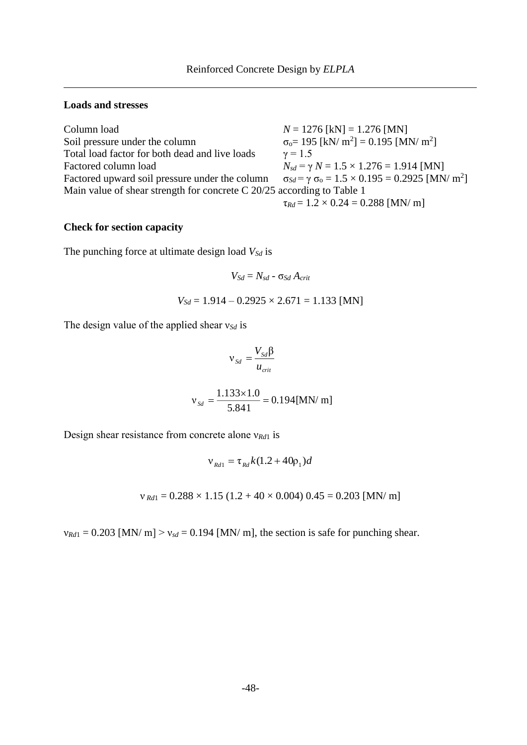### Loads and stresses

Column load $N = 1276$ [kN] $= 1.276$ [MN]
Soil pressure under the column $\sigma_o = 195$ [kN/ m$^2$] $= 0.195$ [MN/ m$^2$]
Total load factor for both dead and live loads $\gamma = 1.5$
Factored column load $N_{sd} = \gamma\, N = 1.5 \times 1.276 = 1.914$ [MN]
Factored upward soil pressure under the column $\sigma_{Sd} = \gamma\, \sigma_o = 1.5 \times 0.195 = 0.2925$ [MN/ m$^2$]
Main value of shear strength for concrete C 20/25 according to Table 1
$\tau_{Rd} = 1.2 \times 0.24 = 0.288$ [MN/ m]

### Check for section capacity

The punching force at ultimate design load $V_{Sd}$ is

$$V_{Sd} = N_{sd} - \sigma_{Sd}\, A_{crit}$$

$$V_{Sd} = 1.914 - 0.2925 \times 2.671 = 1.133 \text{ [MN]}$$

The design value of the applied shear $\nu_{Sd}$ is

$$\nu_{Sd} = \frac{V_{Sd}\beta}{u_{crit}}$$

$$\nu_{Sd} = \frac{1.133 \times 1.0}{5.841} = 0.194 \text{[MN/ m]}$$

Design shear resistance from concrete alone $\nu_{Rd1}$ is

$$\nu_{Rd1} = \tau_{Rd}\, k(1.2 + 40\rho_1)d$$

$$\nu_{Rd1} = 0.288 \times 1.15\ (1.2 + 40 \times 0.004)\ 0.45 = 0.203 \text{ [MN/ m]}$$

$\nu_{Rd1} = 0.203$ [MN/ m] $> \nu_{sd} = 0.194$ [MN/ m], the section is safe for punching shear.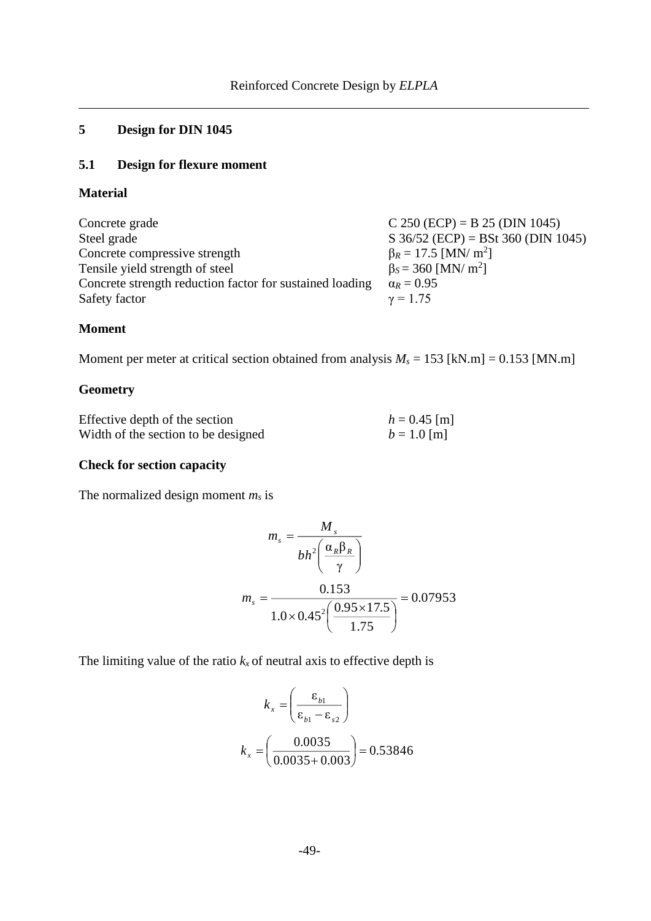# 5 Design for DIN 1045

## 5.1 Design for flexure moment

### Material

| | |
|---|---|
| Concrete grade | C 250 (ECP) = B 25 (DIN 1045) |
| Steel grade | S 36/52 (ECP) = BSt 360 (DIN 1045) |
| Concrete compressive strength | $\beta_R$ = 17.5 [MN/ m$^2$] |
| Tensile yield strength of steel | $\beta_S$ = 360 [MN/ m$^2$] |
| Concrete strength reduction factor for sustained loading | $\alpha_R$ = 0.95 |
| Safety factor | $\gamma$ = 1.75 |

### Moment

Moment per meter at critical section obtained from analysis $M_s$ = 153 [kN.m] = 0.153 [MN.m]

### Geometry

| | |
|---|---|
| Effective depth of the section | $h$ = 0.45 [m] |
| Width of the section to be designed | $b$ = 1.0 [m] |

### Check for section capacity

The normalized design moment $m_s$ is

$$m_s = \frac{M_s}{bh^2\left(\frac{\alpha_R \beta_R}{\gamma}\right)}$$

$$m_s = \frac{0.153}{1.0 \times 0.45^2\left(\frac{0.95 \times 17.5}{1.75}\right)} = 0.07953$$

The limiting value of the ratio $k_x$ of neutral axis to effective depth is

$$k_x = \left(\frac{\varepsilon_{b1}}{\varepsilon_{b1} - \varepsilon_{s2}}\right)$$

$$k_x = \left(\frac{0.0035}{0.0035 + 0.003}\right) = 0.53846$$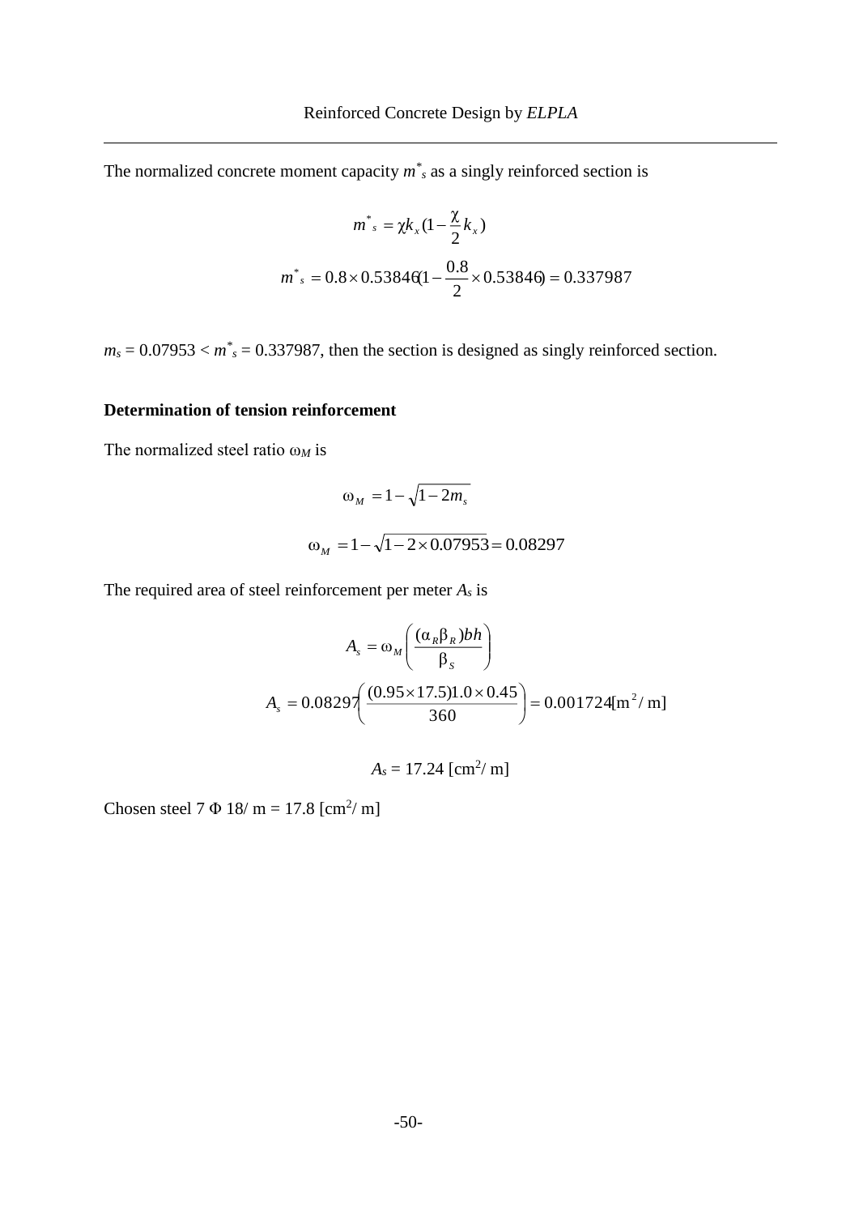The normalized concrete moment capacity $m^*_s$ as a singly reinforced section is

$$m^*_s = \chi k_x (1 - \frac{\chi}{2} k_x)$$

$$m^*_s = 0.8 \times 0.53846 (1 - \frac{0.8}{2} \times 0.53846) = 0.337987$$

$m_s = 0.07953 < m^*_s = 0.337987$, then the section is designed as singly reinforced section.

**Determination of tension reinforcement**

The normalized steel ratio $\omega_M$ is

$$\omega_M = 1 - \sqrt{1 - 2m_s}$$

$$\omega_M = 1 - \sqrt{1 - 2 \times 0.07953} = 0.08297$$

The required area of steel reinforcement per meter $A_s$ is

$$A_s = \omega_M \left( \frac{(\alpha_R \beta_R) bh}{\beta_S} \right)$$

$$A_s = 0.08297 \left( \frac{(0.95 \times 17.5) 1.0 \times 0.45}{360} \right) = 0.001724 [\mathrm{m}^2/\mathrm{m}]$$

$A_s = 17.24$ [$\mathrm{cm}^2$/ m]

Chosen steel 7 $\Phi$ 18/ m = 17.8 [$\mathrm{cm}^2$/ m]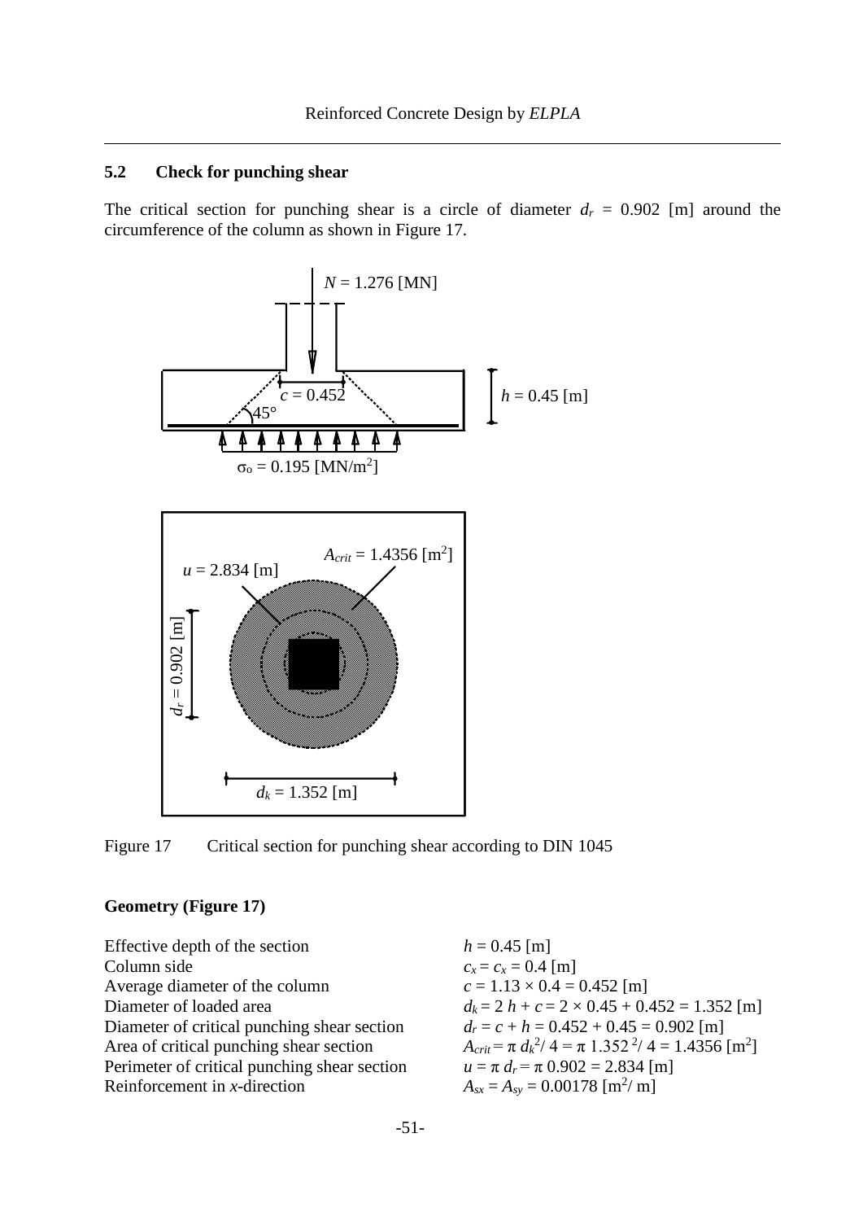## 5.2 Check for punching shear

The critical section for punching shear is a circle of diameter $d_r$ = 0.902 [m] around the circumference of the column as shown in Figure 17.

Figure 17 Critical section for punching shear according to DIN 1045

**Geometry (Figure 17)**

| | |
|---|---|
| Effective depth of the section | $h = 0.45$ [m] |
| Column side | $c_x = c_x = 0.4$ [m] |
| Average diameter of the column | $c = 1.13 \times 0.4 = 0.452$ [m] |
| Diameter of loaded area | $d_k = 2\ h + c = 2 \times 0.45 + 0.452 = 1.352$ [m] |
| Diameter of critical punching shear section | $d_r = c + h = 0.452 + 0.45 = 0.902$ [m] |
| Area of critical punching shear section | $A_{crit} = \pi\ d_k^2 / 4 = \pi\ 1.352^2 / 4 = 1.4356$ [m$^2$] |
| Perimeter of critical punching shear section | $u = \pi\ d_r = \pi\ 0.902 = 2.834$ [m] |
| Reinforcement in *x*-direction | $A_{sx} = A_{sy} = 0.00178$ [m$^2$/ m] |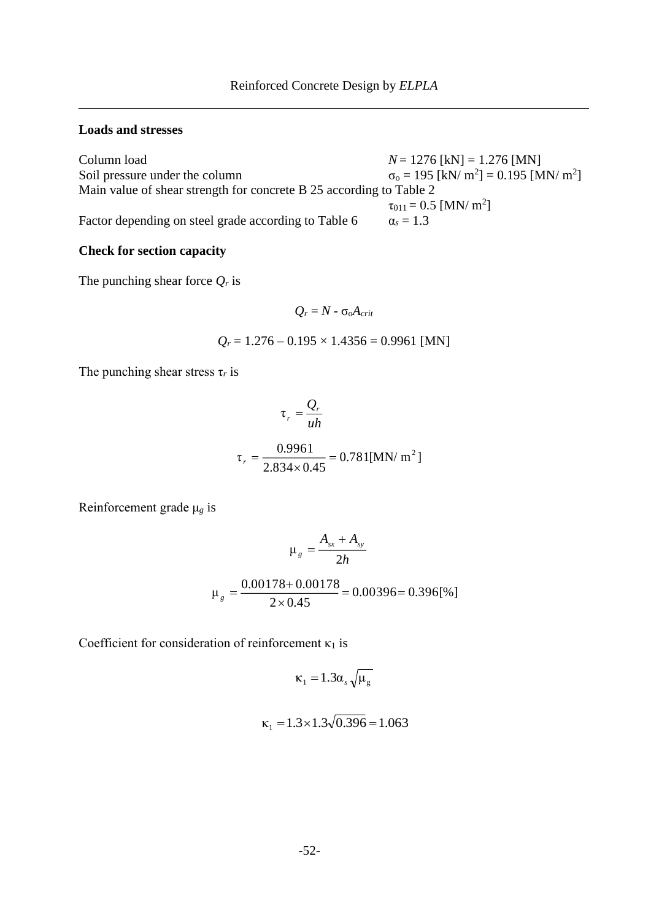## Loads and stresses

Column load $N = 1276$ [kN] = 1.276 [MN]

Soil pressure under the column $\sigma_o = 195$ [kN/ m$^2$] = 0.195 [MN/ m$^2$]

Main value of shear strength for concrete B 25 according to Table 2

$\tau_{011} = 0.5$ [MN/ m$^2$]

Factor depending on steel grade according to Table 6 $\alpha_s = 1.3$

## Check for section capacity

The punching shear force $Q_r$ is

$$Q_r = N - \sigma_o A_{crit}$$

$$Q_r = 1.276 - 0.195 \times 1.4356 = 0.9961 \text{ [MN]}$$

The punching shear stress $\tau_r$ is

$$\tau_r = \frac{Q_r}{uh}$$

$$\tau_r = \frac{0.9961}{2.834 \times 0.45} = 0.781 [\text{MN/ m}^2]$$

Reinforcement grade $\mu_g$ is

$$\mu_g = \frac{A_{sx} + A_{sy}}{2h}$$

$$\mu_g = \frac{0.00178 + 0.00178}{2 \times 0.45} = 0.00396 = 0.396 [\%]$$

Coefficient for consideration of reinforcement $\kappa_1$ is

$$\kappa_1 = 1.3 \alpha_s \sqrt{\mu_g}$$

$$\kappa_1 = 1.3 \times 1.3 \sqrt{0.396} = 1.063$$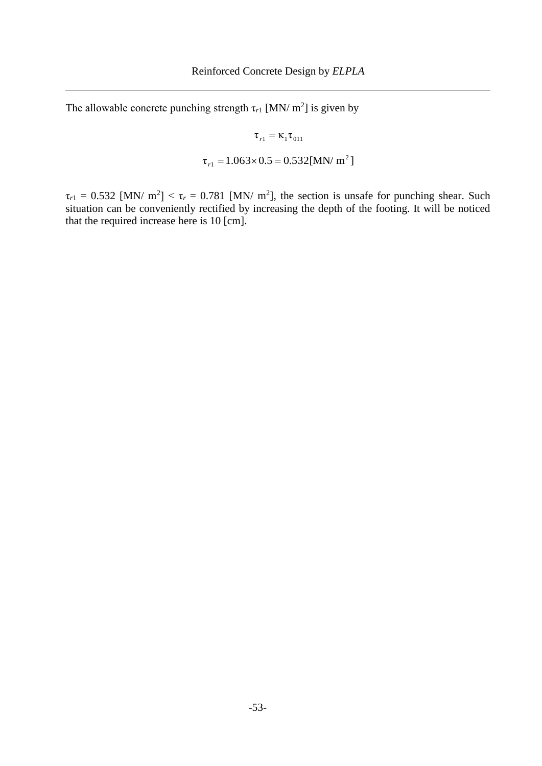The allowable concrete punching strength $\tau_{r1}$ [MN/ m$^2$] is given by

$$\tau_{r1} = \kappa_1 \tau_{011}$$

$$\tau_{r1} = 1.063 \times 0.5 = 0.532 [\text{MN/ m}^2]$$

$\tau_{r1}$ = 0.532 [MN/ m$^2$] < $\tau_r$ = 0.781 [MN/ m$^2$], the section is unsafe for punching shear. Such situation can be conveniently rectified by increasing the depth of the footing. It will be noticed that the required increase here is 10 [cm].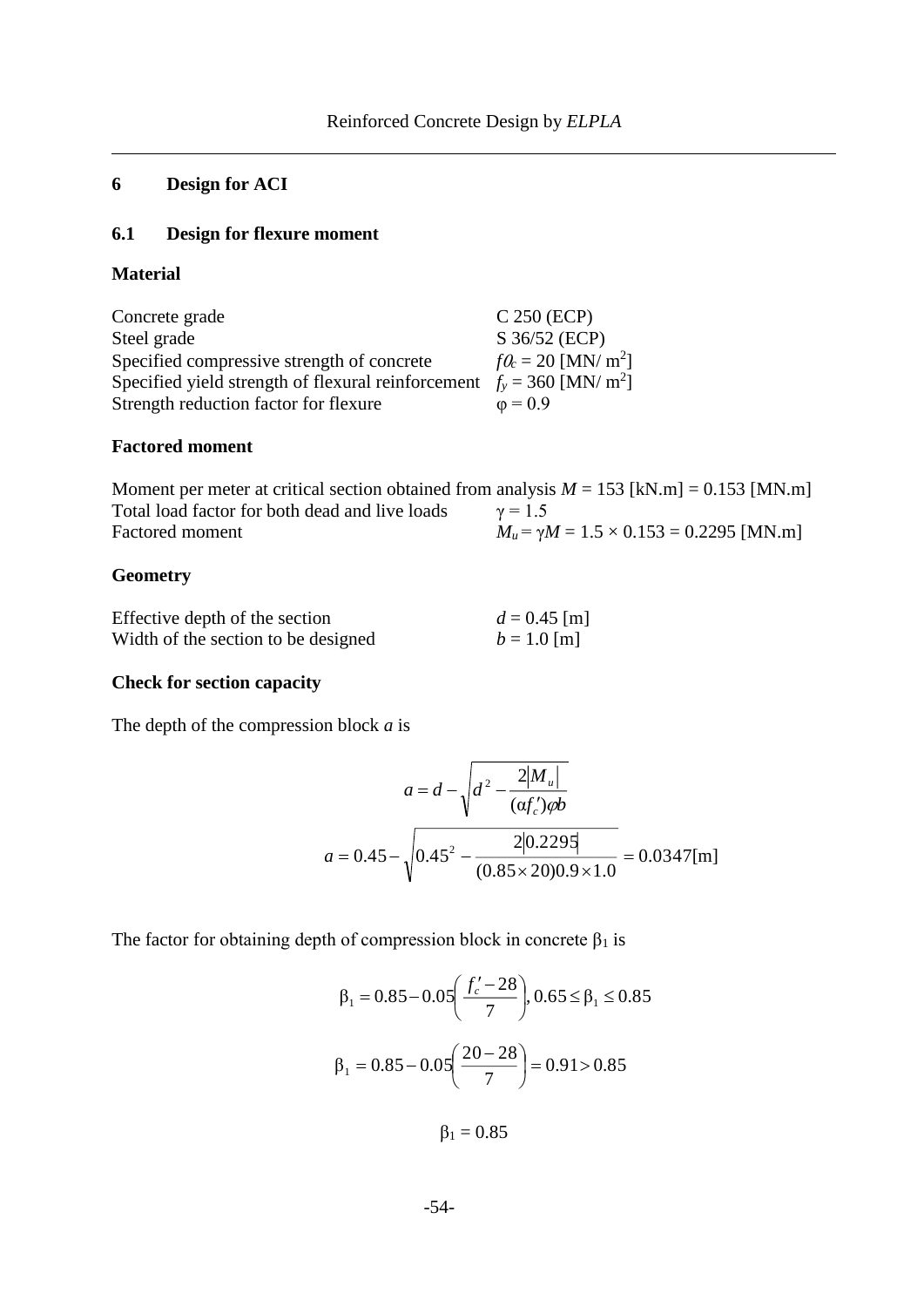# 6 Design for ACI

## 6.1 Design for flexure moment

### Material

Concrete grade C 250 (ECP)
Steel grade S 36/52 (ECP)
Specified compressive strength of concrete $f'_c = 20$ [MN/ m$^2$]
Specified yield strength of flexural reinforcement $f_y = 360$ [MN/ m$^2$]
Strength reduction factor for flexure $\varphi = 0.9$

### Factored moment

Moment per meter at critical section obtained from analysis $M = 153$ [kN.m] = 0.153 [MN.m]
Total load factor for both dead and live loads $\gamma = 1.5$
Factored moment $M_u = \gamma M = 1.5 \times 0.153 = 0.2295$ [MN.m]

### Geometry

Effective depth of the section $d = 0.45$ [m]
Width of the section to be designed $b = 1.0$ [m]

### Check for section capacity

The depth of the compression block $a$ is

$$a = d - \sqrt{d^2 - \frac{2|M_u|}{(\alpha f'_c)\varphi b}}$$

$$a = 0.45 - \sqrt{0.45^2 - \frac{2|0.2295|}{(0.85 \times 20)0.9 \times 1.0}} = 0.0347[\text{m}]$$

The factor for obtaining depth of compression block in concrete $\beta_1$ is

$$\beta_1 = 0.85 - 0.05\left(\frac{f'_c - 28}{7}\right), 0.65 \le \beta_1 \le 0.85$$

$$\beta_1 = 0.85 - 0.05\left(\frac{20 - 28}{7}\right) = 0.91 > 0.85$$

$$\beta_1 = 0.85$$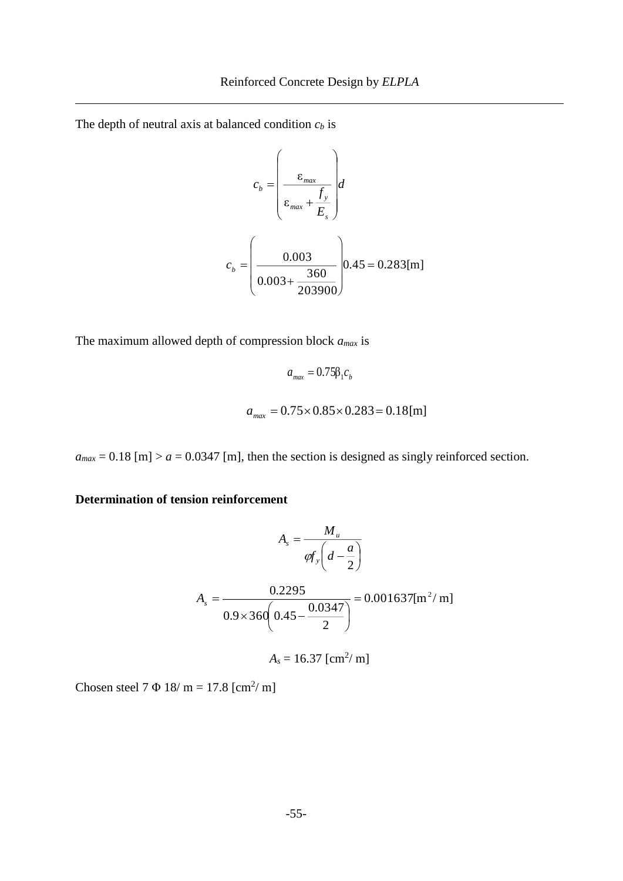The depth of neutral axis at balanced condition $c_b$ is

$$c_b = \left( \frac{\varepsilon_{max}}{\varepsilon_{max} + \frac{f_y}{E_s}} \right) d$$

$$c_b = \left( \frac{0.003}{0.003 + \frac{360}{203900}} \right) 0.45 = 0.283 [\text{m}]$$

The maximum allowed depth of compression block $a_{max}$ is

$$a_{max} = 0.75 \beta_1 c_b$$

$$a_{max} = 0.75 \times 0.85 \times 0.283 = 0.18 [\text{m}]$$

$a_{max} = 0.18$ [m] > $a = 0.0347$ [m], then the section is designed as singly reinforced section.

**Determination of tension reinforcement**

$$A_s = \frac{M_u}{\varphi f_y \left( d - \frac{a}{2} \right)}$$

$$A_s = \frac{0.2295}{0.9 \times 360 \left( 0.45 - \frac{0.0347}{2} \right)} = 0.001637 [\text{m}^2/\text{m}]$$

$$A_s = 16.37 \ [\text{cm}^2/\text{m}]$$

Chosen steel 7 Φ 18/ m = 17.8 [cm$^2$/ m]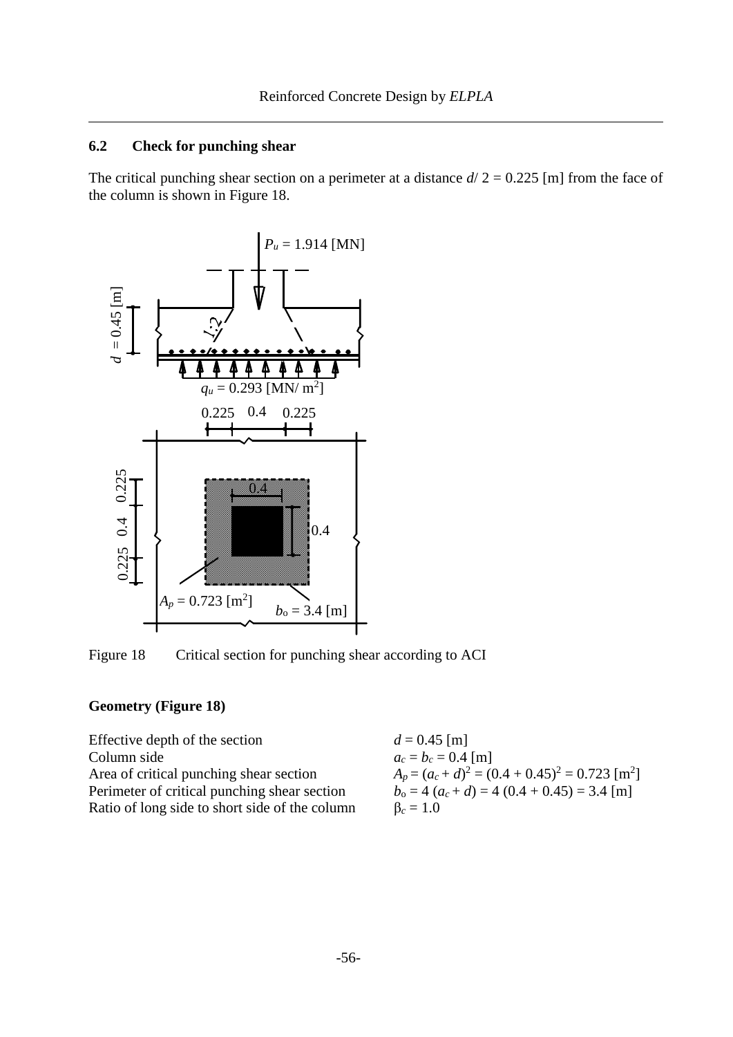## 6.2 Check for punching shear

The critical punching shear section on a perimeter at a distance $d/2 = 0.225$ [m] from the face of the column is shown in Figure 18.

Figure 18 Critical section for punching shear according to ACI

**Geometry (Figure 18)**

Effective depth of the section $d = 0.45$ [m]
Column side $a_c = b_c = 0.4$ [m]
Area of critical punching shear section $A_p = (a_c + d)^2 = (0.4 + 0.45)^2 = 0.723$ [m$^2$]
Perimeter of critical punching shear section $b_o = 4\,(a_c + d) = 4\,(0.4 + 0.45) = 3.4$ [m]
Ratio of long side to short side of the column $\beta_c = 1.0$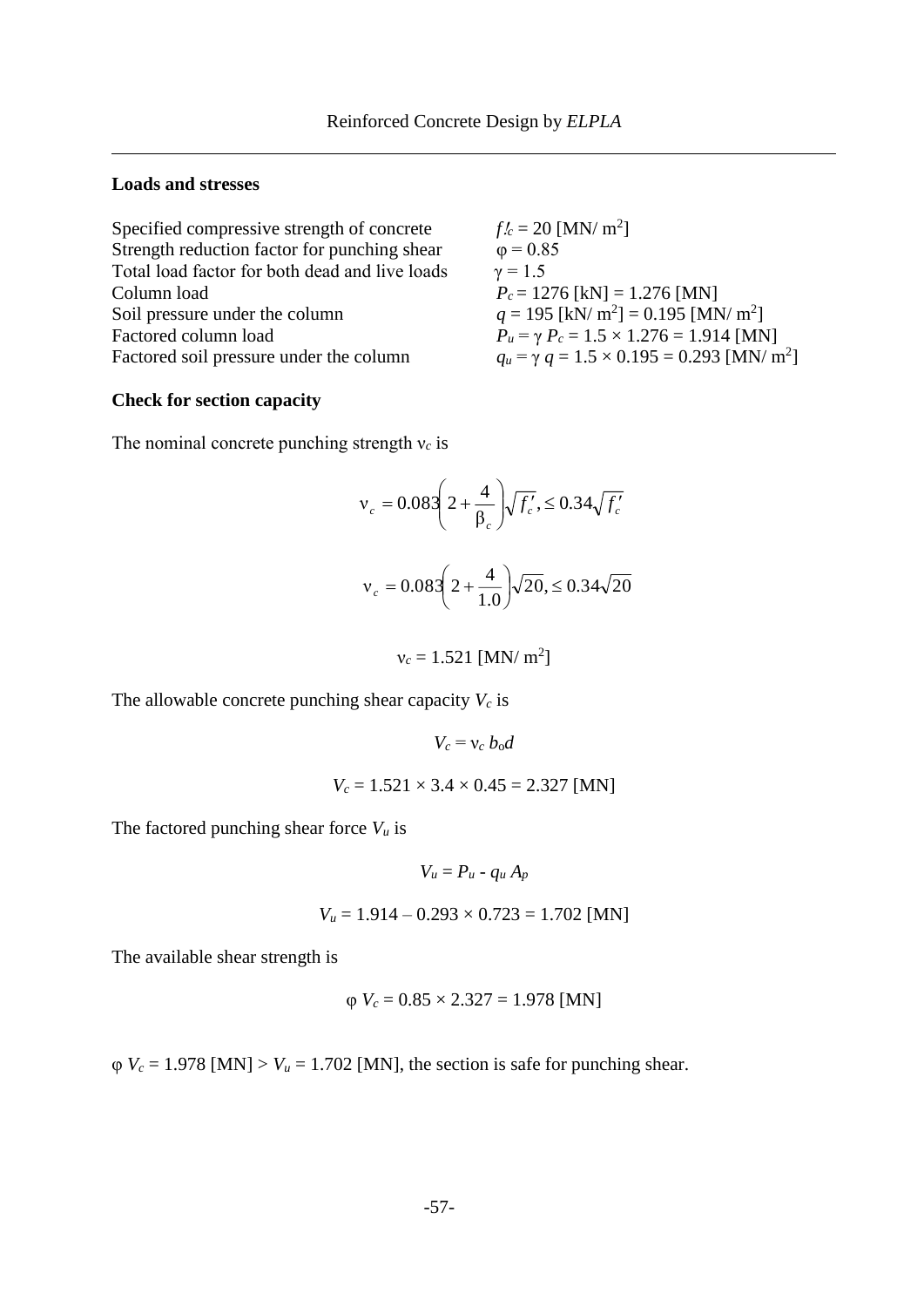**Loads and stresses**

| | |
|---|---|
| Specified compressive strength of concrete | $f'_c$ = 20 [MN/ m$^2$] |
| Strength reduction factor for punching shear | $\varphi = 0.85$ |
| Total load factor for both dead and live loads | $\gamma = 1.5$ |
| Column load | $P_c$ = 1276 [kN] = 1.276 [MN] |
| Soil pressure under the column | $q$ = 195 [kN/ m$^2$] = 0.195 [MN/ m$^2$] |
| Factored column load | $P_u = \gamma\, P_c = 1.5 \times 1.276 = 1.914$ [MN] |
| Factored soil pressure under the column | $q_u = \gamma\, q = 1.5 \times 0.195 = 0.293$ [MN/ m$^2$] |

**Check for section capacity**

The nominal concrete punching strength $\nu_c$ is

$$\nu_c = 0.083\left(2 + \frac{4}{\beta_c}\right)\sqrt{f'_c}, \leq 0.34\sqrt{f'_c}$$

$$\nu_c = 0.083\left(2 + \frac{4}{1.0}\right)\sqrt{20}, \leq 0.34\sqrt{20}$$

$$\nu_c = 1.521 \text{ [MN/ m}^2\text{]}$$

The allowable concrete punching shear capacity $V_c$ is

$$V_c = \nu_c\, b_o d$$

$$V_c = 1.521 \times 3.4 \times 0.45 = 2.327 \text{ [MN]}$$

The factored punching shear force $V_u$ is

$$V_u = P_u - q_u\, A_p$$

$$V_u = 1.914 - 0.293 \times 0.723 = 1.702 \text{ [MN]}$$

The available shear strength is

$$\varphi\, V_c = 0.85 \times 2.327 = 1.978 \text{ [MN]}$$

$\varphi\, V_c = 1.978$ [MN] $> V_u = 1.702$ [MN], the section is safe for punching shear.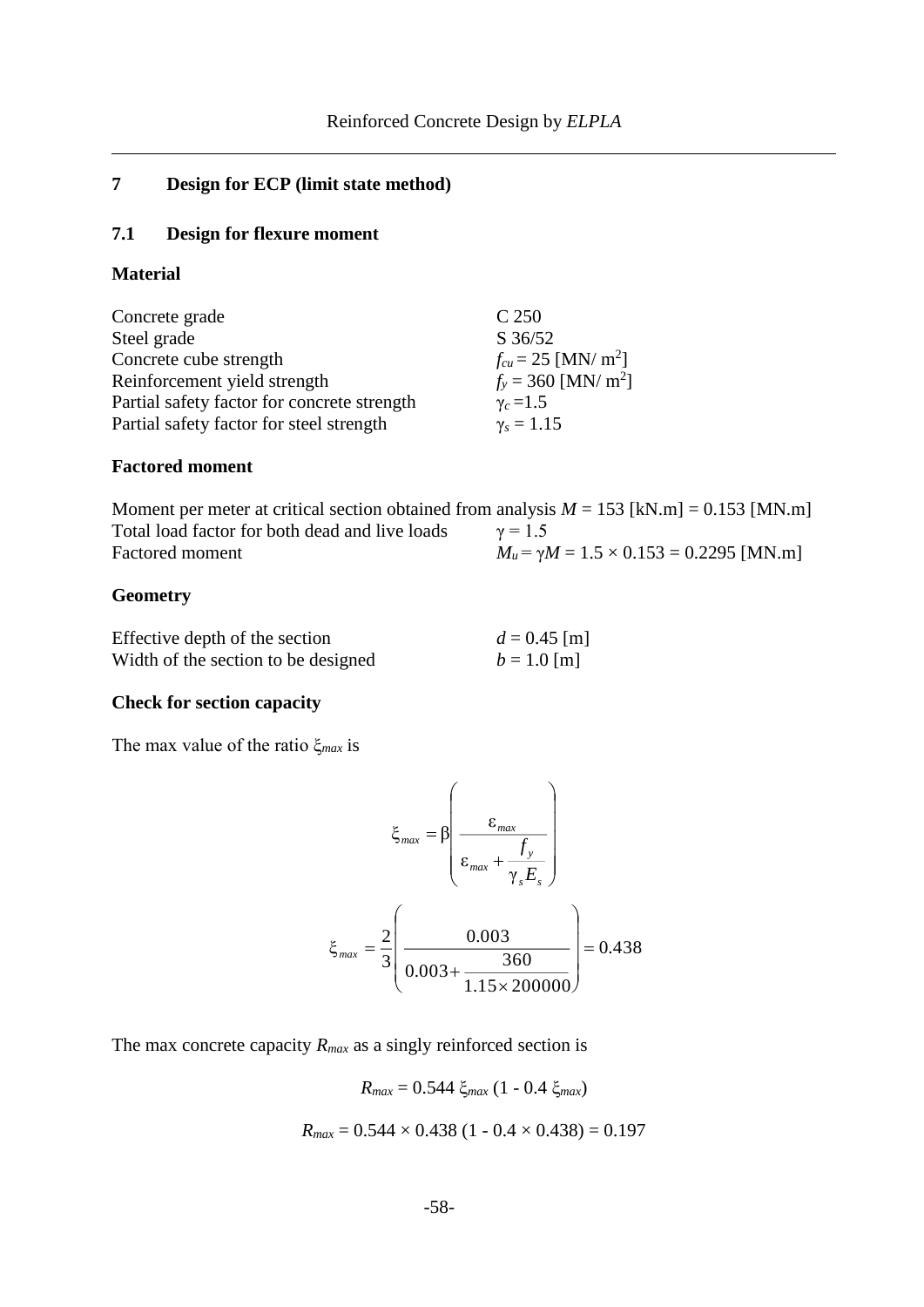# 7 Design for ECP (limit state method)

## 7.1 Design for flexure moment

### Material

| | |
|---|---|
| Concrete grade | C 250 |
| Steel grade | S 36/52 |
| Concrete cube strength | $f_{cu} = 25$ [MN/ m$^2$] |
| Reinforcement yield strength | $f_y = 360$ [MN/ m$^2$] |
| Partial safety factor for concrete strength | $\gamma_c = 1.5$ |
| Partial safety factor for steel strength | $\gamma_s = 1.15$ |

### Factored moment

Moment per meter at critical section obtained from analysis $M = 153$ [kN.m] = 0.153 [MN.m]

| | |
|---|---|
| Total load factor for both dead and live loads | $\gamma = 1.5$ |
| Factored moment | $M_u = \gamma M = 1.5 \times 0.153 = 0.2295$ [MN.m] |

### Geometry

| | |
|---|---|
| Effective depth of the section | $d = 0.45$ [m] |
| Width of the section to be designed | $b = 1.0$ [m] |

### Check for section capacity

The max value of the ratio $\xi_{max}$ is

$$\xi_{max} = \beta \left( \frac{\varepsilon_{max}}{\varepsilon_{max} + \dfrac{f_y}{\gamma_s E_s}} \right)$$

$$\xi_{max} = \frac{2}{3} \left( \frac{0.003}{0.003 + \dfrac{360}{1.15 \times 200000}} \right) = 0.438$$

The max concrete capacity $R_{max}$ as a singly reinforced section is

$$R_{max} = 0.544\, \xi_{max}\, (1 - 0.4\, \xi_{max})$$

$$R_{max} = 0.544 \times 0.438\, (1 - 0.4 \times 0.438) = 0.197$$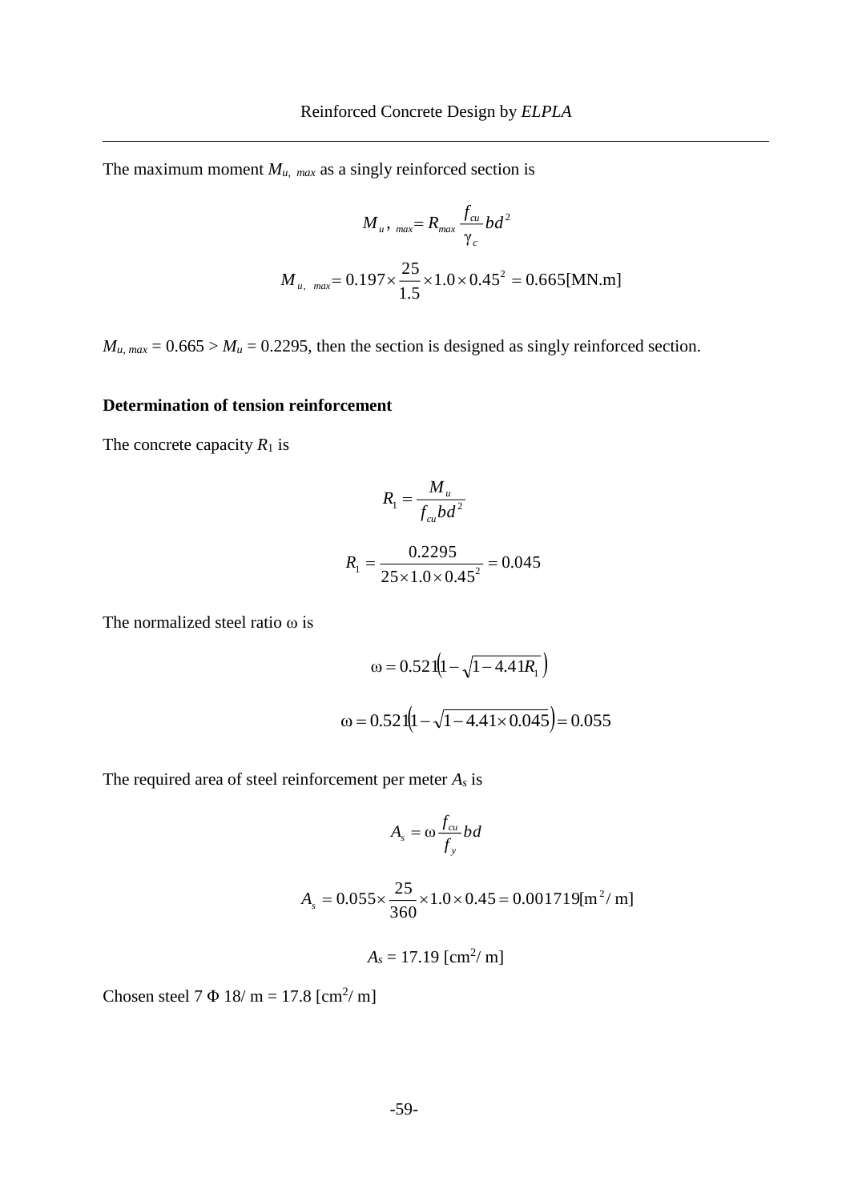The maximum moment $M_{u,\ max}$ as a singly reinforced section is

$$M_{u,\ max} = R_{max} \frac{f_{cu}}{\gamma_c} b d^2$$

$$M_{u,\ max} = 0.197 \times \frac{25}{1.5} \times 1.0 \times 0.45^2 = 0.665 [\text{MN.m}]$$

$M_{u,\ max} = 0.665 > M_u = 0.2295$, then the section is designed as singly reinforced section.

**Determination of tension reinforcement**

The concrete capacity $R_1$ is

$$R_1 = \frac{M_u}{f_{cu} b d^2}$$

$$R_1 = \frac{0.2295}{25 \times 1.0 \times 0.45^2} = 0.045$$

The normalized steel ratio $\omega$ is

$$\omega = 0.521\left(1 - \sqrt{1 - 4.41 R_1}\right)$$

$$\omega = 0.521\left(1 - \sqrt{1 - 4.41 \times 0.045}\right) = 0.055$$

The required area of steel reinforcement per meter $A_s$ is

$$A_s = \omega \frac{f_{cu}}{f_y} b d$$

$$A_s = 0.055 \times \frac{25}{360} \times 1.0 \times 0.45 = 0.001719 [\text{m}^2/\text{ m}]$$

$$A_s = 17.19\ [\text{cm}^2/\text{ m}]$$

Chosen steel 7 $\Phi$ 18/ m = 17.8 [cm$^2$/ m]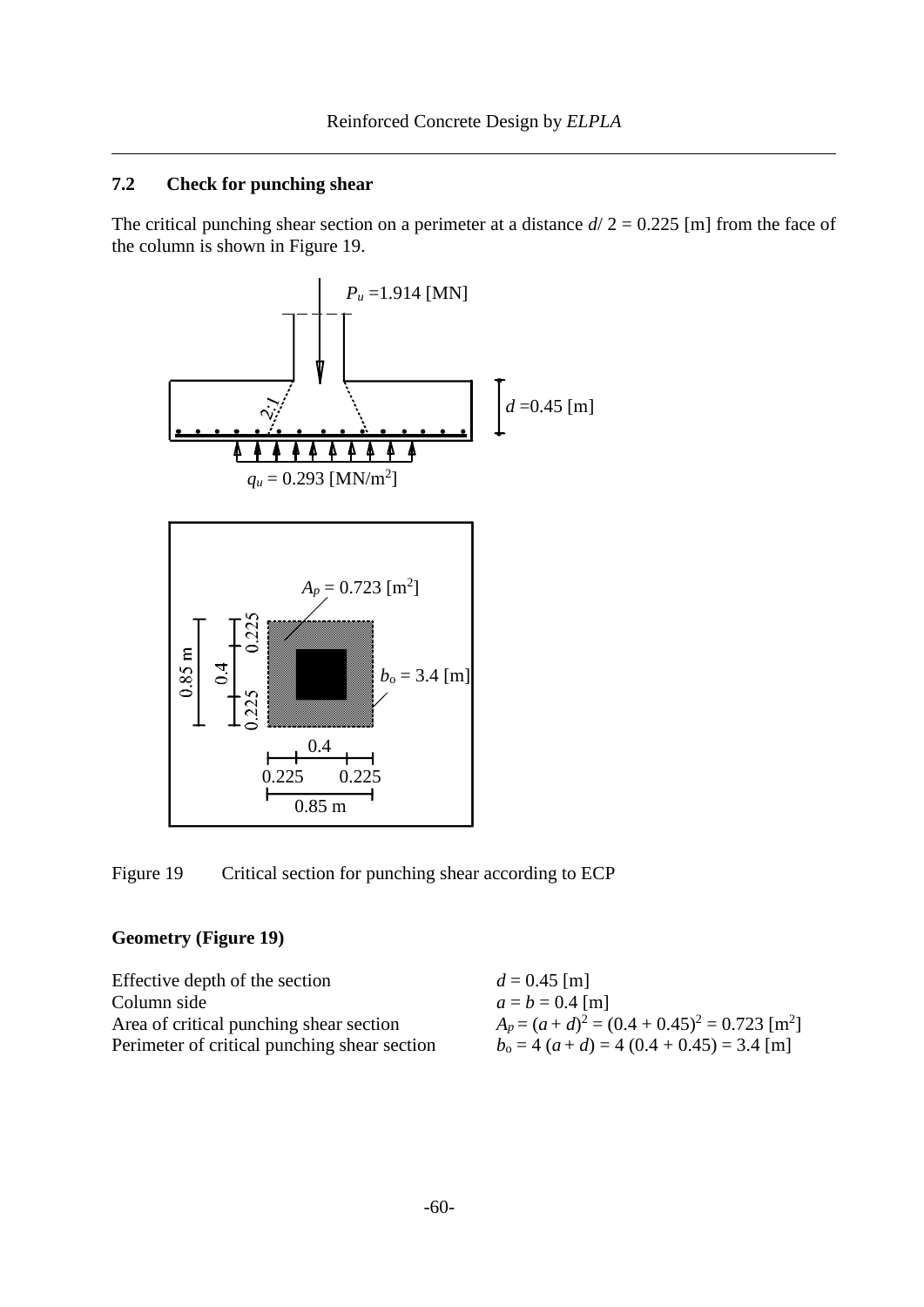### 7.2 Check for punching shear

The critical punching shear section on a perimeter at a distance $d/2 = 0.225$ [m] from the face of the column is shown in Figure 19.

Figure 19 Critical section for punching shear according to ECP

**Geometry (Figure 19)**

| | |
|---|---|
| Effective depth of the section | $d = 0.45$ [m] |
| Column side | $a = b = 0.4$ [m] |
| Area of critical punching shear section | $A_p = (a + d)^2 = (0.4 + 0.45)^2 = 0.723$ [m$^2$] |
| Perimeter of critical punching shear section | $b_o = 4\,(a + d) = 4\,(0.4 + 0.45) = 3.4$ [m] |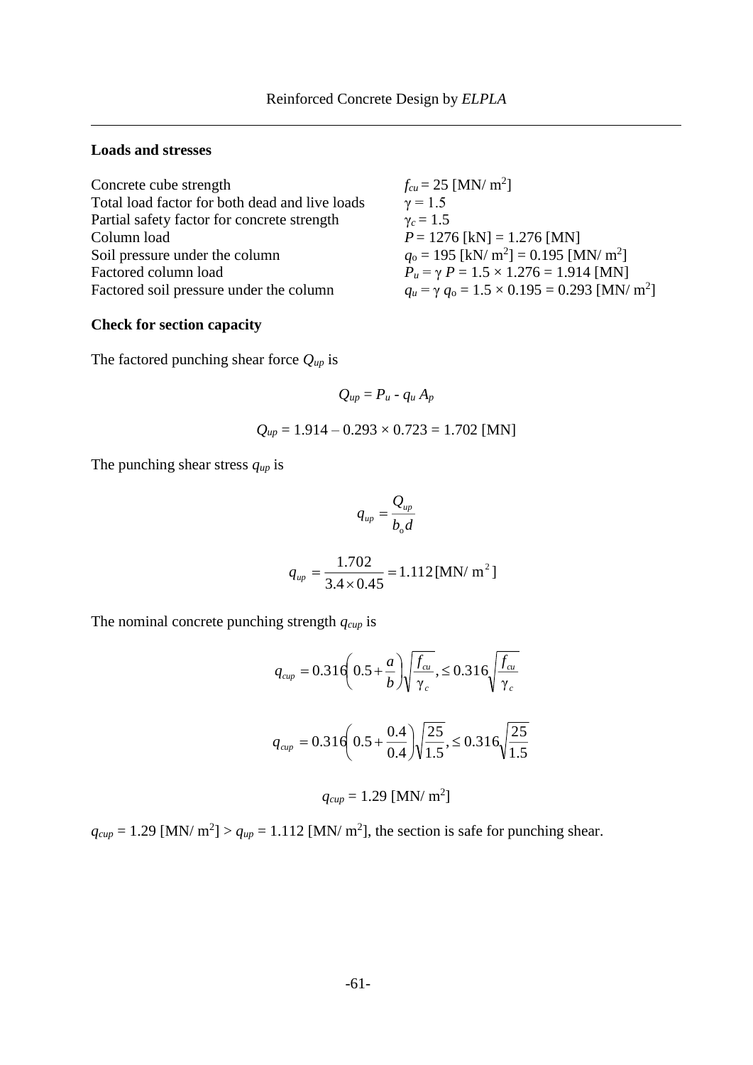**Loads and stresses**

| | |
|---|---|
| Concrete cube strength | $f_{cu} = 25$ [MN/ m$^2$] |
| Total load factor for both dead and live loads | $\gamma = 1.5$ |
| Partial safety factor for concrete strength | $\gamma_c = 1.5$ |
| Column load | $P = 1276$ [kN] = 1.276 [MN] |
| Soil pressure under the column | $q_o = 195$ [kN/ m$^2$] = 0.195 [MN/ m$^2$] |
| Factored column load | $P_u = \gamma\, P = 1.5 \times 1.276 = 1.914$ [MN] |
| Factored soil pressure under the column | $q_u = \gamma\, q_o = 1.5 \times 0.195 = 0.293$ [MN/ m$^2$] |

**Check for section capacity**

The factored punching shear force $Q_{up}$ is

$$Q_{up} = P_u - q_u\, A_p$$

$$Q_{up} = 1.914 - 0.293 \times 0.723 = 1.702 \text{ [MN]}$$

The punching shear stress $q_{up}$ is

$$q_{up} = \frac{Q_{up}}{b_o d}$$

$$q_{up} = \frac{1.702}{3.4 \times 0.45} = 1.112 \text{ [MN/ m}^2\text{]}$$

The nominal concrete punching strength $q_{cup}$ is

$$q_{cup} = 0.316\left(0.5 + \frac{a}{b}\right)\sqrt{\frac{f_{cu}}{\gamma_c}}, \leq 0.316\sqrt{\frac{f_{cu}}{\gamma_c}}$$

$$q_{cup} = 0.316\left(0.5 + \frac{0.4}{0.4}\right)\sqrt{\frac{25}{1.5}}, \leq 0.316\sqrt{\frac{25}{1.5}}$$

$$q_{cup} = 1.29 \text{ [MN/ m}^2\text{]}$$

$q_{cup} = 1.29$ [MN/ m$^2$] $> q_{up} = 1.112$ [MN/ m$^2$], the section is safe for punching shear.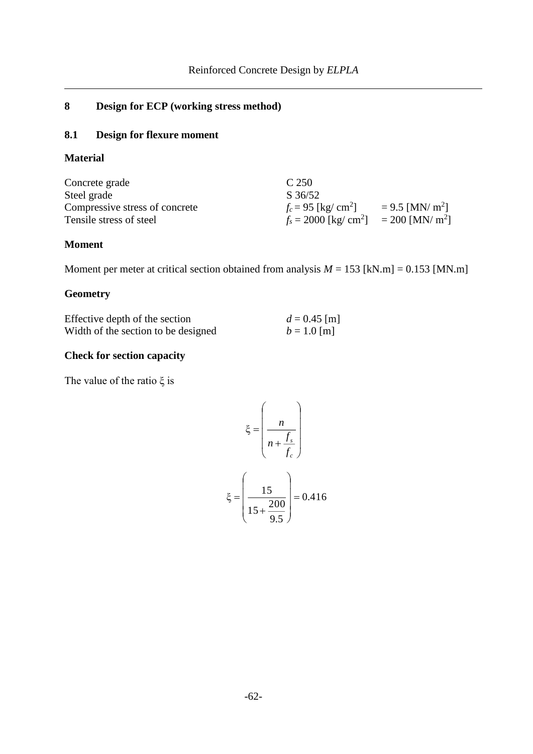# 8 Design for ECP (working stress method)

## 8.1 Design for flexure moment

### Material

| | | |
|---|---|---|
| Concrete grade | C 250 | |
| Steel grade | S 36/52 | |
| Compressive stress of concrete | $f_c = 95$ [kg/ cm$^2$] | = 9.5 [MN/ m$^2$] |
| Tensile stress of steel | $f_s = 2000$ [kg/ cm$^2$] | = 200 [MN/ m$^2$] |

### Moment

Moment per meter at critical section obtained from analysis $M$ = 153 [kN.m] = 0.153 [MN.m]

### Geometry

| | |
|---|---|
| Effective depth of the section | $d$ = 0.45 [m] |
| Width of the section to be designed | $b$ = 1.0 [m] |

### Check for section capacity

The value of the ratio $\xi$ is

$$\xi = \left( \frac{n}{n + \frac{f_s}{f_c}} \right)$$

$$\xi = \left( \frac{15}{15 + \frac{200}{9.5}} \right) = 0.416$$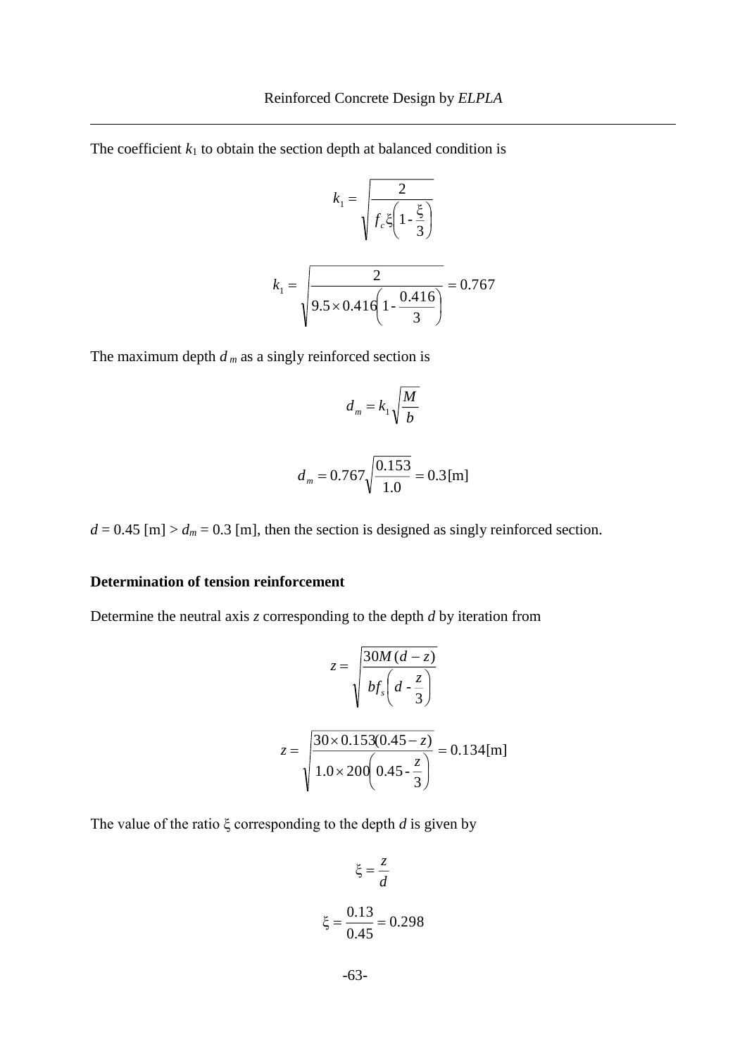The coefficient $k_1$ to obtain the section depth at balanced condition is

$$k_1 = \sqrt{\frac{2}{f_c \xi \left(1 - \frac{\xi}{3}\right)}}$$

$$k_1 = \sqrt{\frac{2}{9.5 \times 0.416 \left(1 - \frac{0.416}{3}\right)}} = 0.767$$

The maximum depth $d_m$ as a singly reinforced section is

$$d_m = k_1 \sqrt{\frac{M}{b}}$$

$$d_m = 0.767 \sqrt{\frac{0.153}{1.0}} = 0.3 [\text{m}]$$

$d = 0.45$ [m] > $d_m = 0.3$ [m], then the section is designed as singly reinforced section.

**Determination of tension reinforcement**

Determine the neutral axis $z$ corresponding to the depth $d$ by iteration from

$$z = \sqrt{\frac{30M(d - z)}{bf_s\left(d - \frac{z}{3}\right)}}$$

$$z = \sqrt{\frac{30 \times 0.153(0.45 - z)}{1.0 \times 200\left(0.45 - \frac{z}{3}\right)}} = 0.134 [\text{m}]$$

The value of the ratio $\xi$ corresponding to the depth $d$ is given by

$$\xi = \frac{z}{d}$$

$$\xi = \frac{0.13}{0.45} = 0.298$$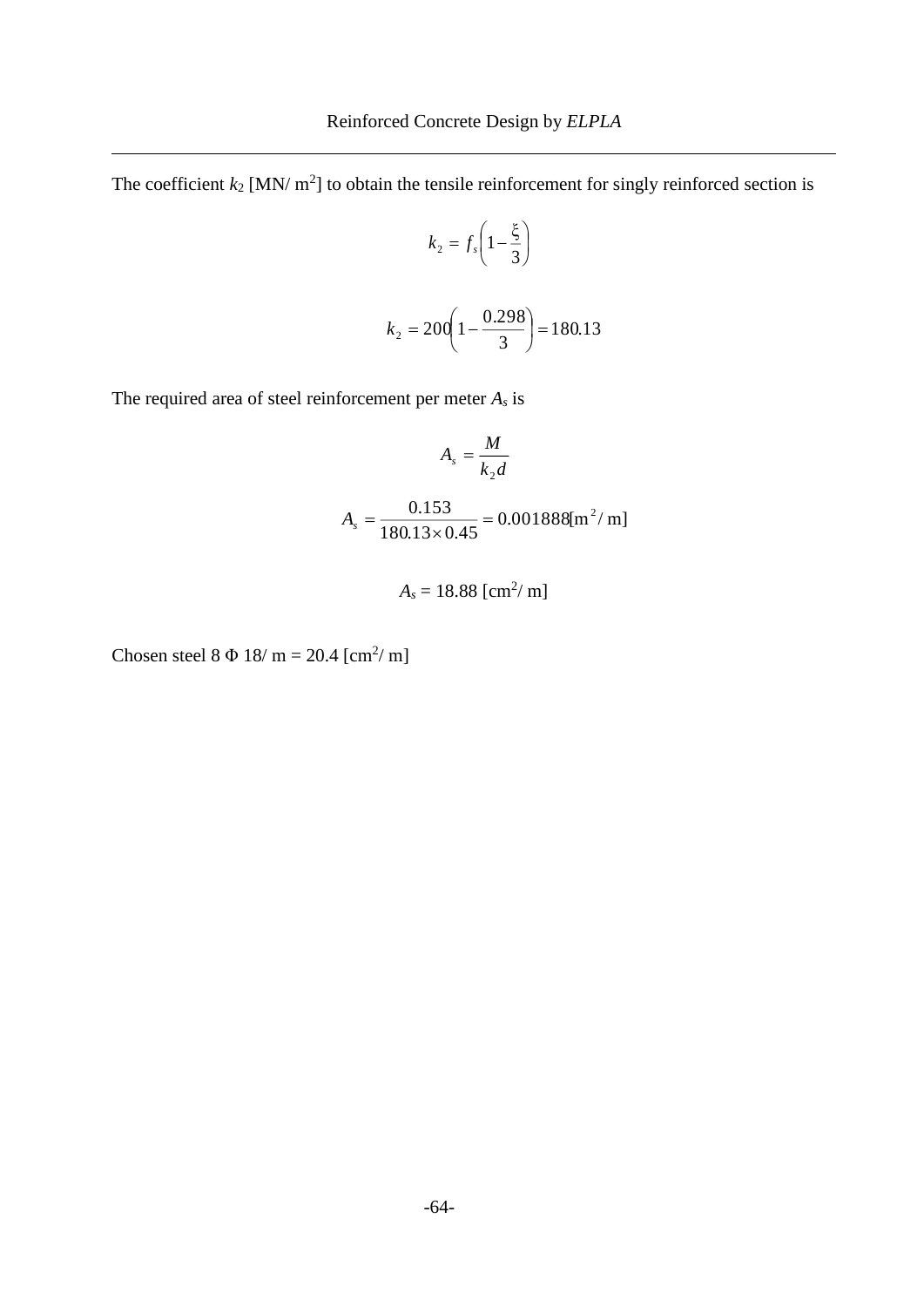The coefficient $k_2$ [MN/ m$^2$] to obtain the tensile reinforcement for singly reinforced section is

$$k_2 = f_s\left(1 - \frac{\xi}{3}\right)$$

$$k_2 = 200\left(1 - \frac{0.298}{3}\right) = 180.13$$

The required area of steel reinforcement per meter $A_s$ is

$$A_s = \frac{M}{k_2 d}$$

$$A_s = \frac{0.153}{180.13 \times 0.45} = 0.001888 [\text{m}^2/\text{ m}]$$

$$A_s = 18.88 \ [\text{cm}^2/\text{ m}]$$

Chosen steel 8 Φ 18/ m = 20.4 [cm$^2$/ m]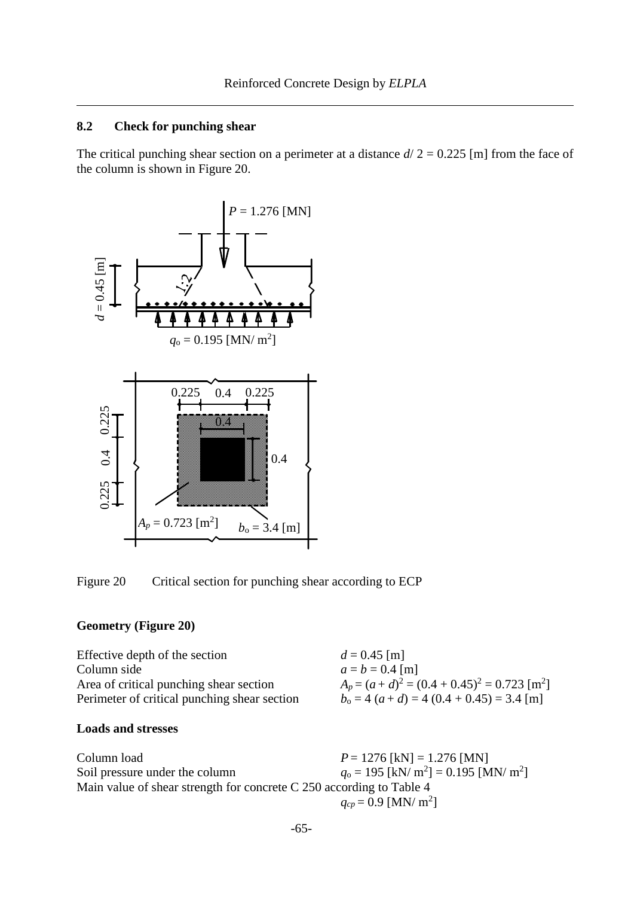## 8.2 Check for punching shear

The critical punching shear section on a perimeter at a distance $d/2 = 0.225$ [m] from the face of the column is shown in Figure 20.

Figure 20 Critical section for punching shear according to ECP

### Geometry (Figure 20)

| | |
|---|---|
| Effective depth of the section | $d = 0.45$ [m] |
| Column side | $a = b = 0.4$ [m] |
| Area of critical punching shear section | $A_p = (a + d)^2 = (0.4 + 0.45)^2 = 0.723$ [m$^2$] |
| Perimeter of critical punching shear section | $b_o = 4\,(a + d) = 4\,(0.4 + 0.45) = 3.4$ [m] |

### Loads and stresses

| | |
|---|---|
| Column load | $P = 1276$ [kN] $= 1.276$ [MN] |
| Soil pressure under the column | $q_o = 195$ [kN/ m$^2$] $= 0.195$ [MN/ m$^2$] |

Main value of shear strength for concrete C 250 according to Table 4

$q_{cp} = 0.9$ [MN/ m$^2$]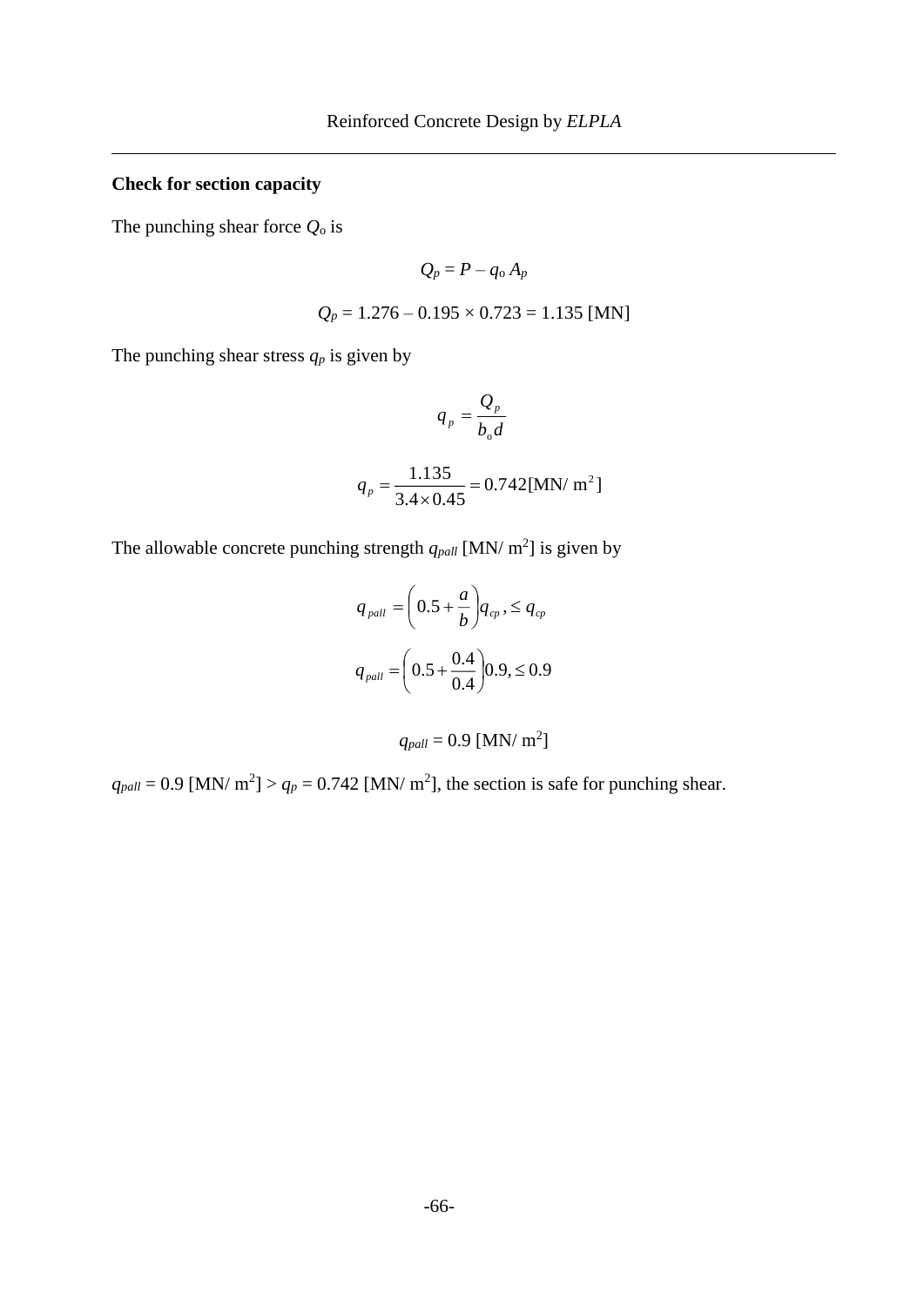**Check for section capacity**

The punching shear force $Q_o$ is

$$Q_p = P - q_o A_p$$

$$Q_p = 1.276 - 0.195 \times 0.723 = 1.135 \text{ [MN]}$$

The punching shear stress $q_p$ is given by

$$q_p = \frac{Q_p}{b_o d}$$

$$q_p = \frac{1.135}{3.4 \times 0.45} = 0.742 [\text{MN/ m}^2]$$

The allowable concrete punching strength $q_{pall}$ [MN/ m$^2$] is given by

$$q_{pall} = \left(0.5 + \frac{a}{b}\right) q_{cp}, \leq q_{cp}$$

$$q_{pall} = \left(0.5 + \frac{0.4}{0.4}\right) 0.9, \leq 0.9$$

$$q_{pall} = 0.9 \text{ [MN/ m}^2]$$

$q_{pall} = 0.9$ [MN/ m$^2$] $> q_p = 0.742$ [MN/ m$^2$], the section is safe for punching shear.